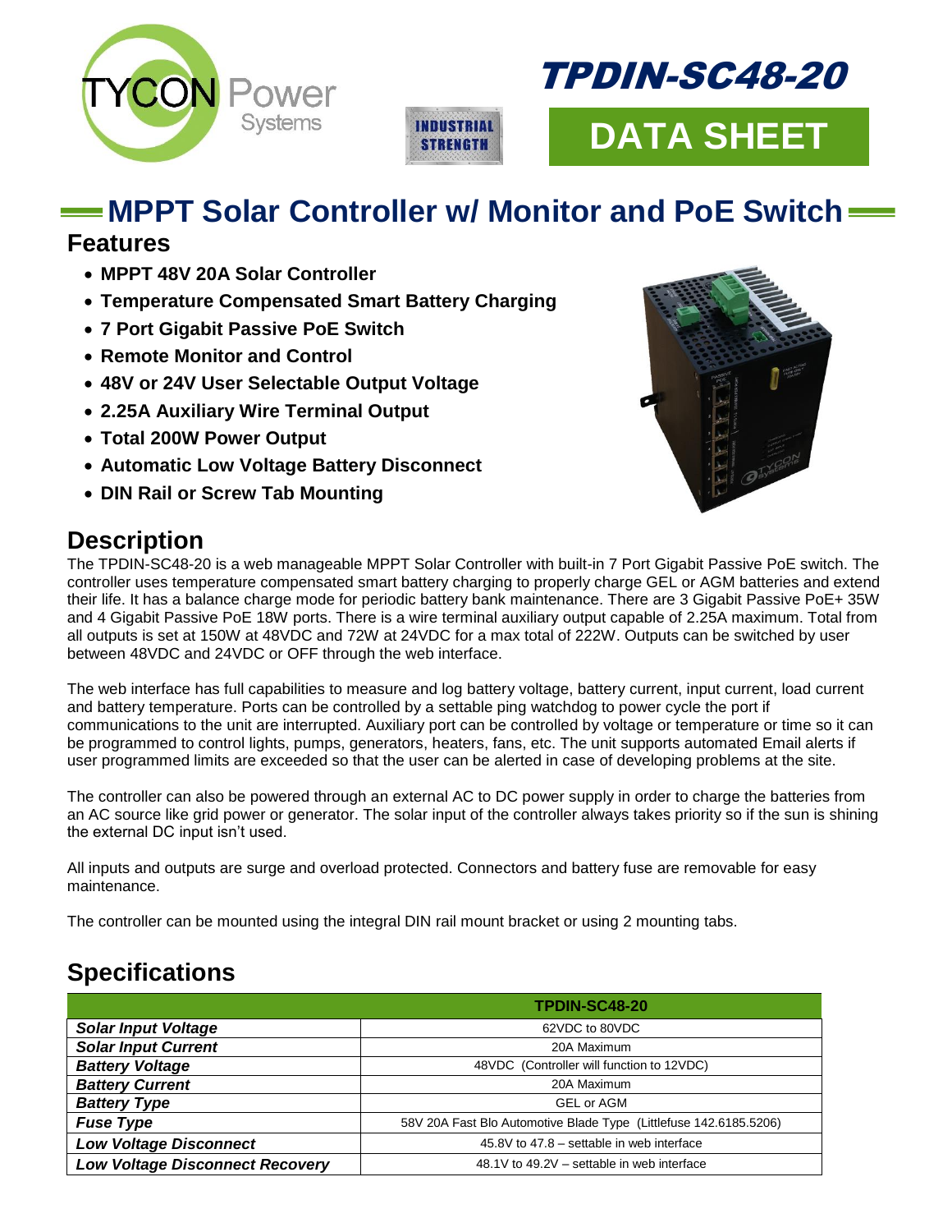TYCON Power Systems

INDUSTRIAL STRENGTH

# TPDIN-SC48-20

DATA SHEET

## MPPT Solar Controller w/ Monitor and PoE Switch

### Features

- **MPPT 48V 20A Solar Controller**
- **Temperature Compensated Smart Battery Charging**
- **7 Port Gigabit Passive PoE Switch**
- **Remote Monitor and Control**
- **48V or 24V User Selectable Output Voltage**
- **2.25A Auxiliary Wire Terminal Output**
- **Total 200W Power Output**
- **Automatic Low Voltage Battery Disconnect**
- **DIN Rail or Screw Tab Mounting**

### Description

The TPDIN-SC48-20 is a web manageable MPPT Solar Controller with built-in 7 Port Gigabit Passive PoE switch. The controller uses temperature compensated smart battery charging to properly charge GEL or AGM batteries and extend their life. It has a balance charge mode for periodic battery bank maintenance. There are 3 Gigabit Passive PoE+ 35W and 4 Gigabit Passive PoE 18W ports. There is a wire terminal auxiliary output capable of 2.25A maximum. Total from all outputs is set at 150W at 48VDC and 72W at 24VDC for a max total of 222W. Outputs can be switched by user between 48VDC and 24VDC or OFF through the web interface.

The web interface has full capabilities to measure and log battery voltage, battery current, input current, load current and battery temperature. Ports can be controlled by a settable ping watchdog to power cycle the port if communications to the unit are interrupted. Auxiliary port can be controlled by voltage or temperature or time so it can be programmed to control lights, pumps, generators, heaters, fans, etc. The unit supports automated Email alerts if user programmed limits are exceeded so that the user can be alerted in case of developing problems at the site.

The controller can also be powered through an external AC to DC power supply in order to charge the batteries from an AC source like grid power or generator. The solar input of the controller always takes priority so if the sun is shining the external DC input isn't used.

All inputs and outputs are surge and overload protected. Connectors and battery fuse are removable for easy maintenance.

The controller can be mounted using the integral DIN rail mount bracket or using 2 mounting tabs.

### Specifications

| | TPDIN-SC48-20 |
|---|---|
| ***Solar Input Voltage*** | 62VDC to 80VDC |
| ***Solar Input Current*** | 20A Maximum |
| ***Battery Voltage*** | 48VDC (Controller will function to 12VDC) |
| ***Battery Current*** | 20A Maximum |
| ***Battery Type*** | GEL or AGM |
| ***Fuse Type*** | 58V 20A Fast Blo Automotive Blade Type (Littlefuse 142.6185.5206) |
| ***Low Voltage Disconnect*** | 45.8V to 47.8 – settable in web interface |
| ***Low Voltage Disconnect Recovery*** | 48.1V to 49.2V – settable in web interface |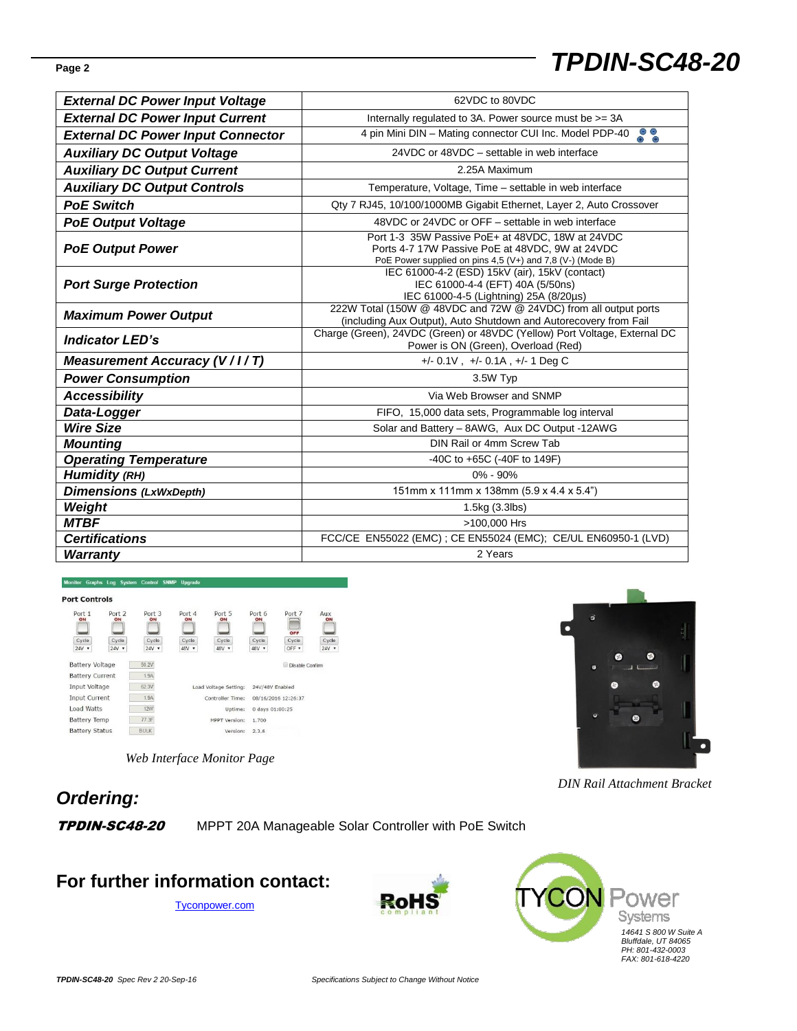| | |
|---|---|
| ***External DC Power Input Voltage*** | 62VDC to 80VDC |
| ***External DC Power Input Current*** | Internally regulated to 3A. Power source must be >= 3A |
| ***External DC Power Input Connector*** | 4 pin Mini DIN – Mating connector CUI Inc. Model PDP-40 |
| ***Auxiliary DC Output Voltage*** | 24VDC or 48VDC – settable in web interface |
| ***Auxiliary DC Output Current*** | 2.25A Maximum |
| ***Auxiliary DC Output Controls*** | Temperature, Voltage, Time – settable in web interface |
| ***PoE Switch*** | Qty 7 RJ45, 10/100/1000MB Gigabit Ethernet, Layer 2, Auto Crossover |
| ***PoE Output Voltage*** | 48VDC or 24VDC or OFF – settable in web interface |
| ***PoE Output Power*** | Port 1-3 35W Passive PoE+ at 48VDC, 18W at 24VDC<br>Ports 4-7 17W Passive PoE at 48VDC, 9W at 24VDC<br>PoE Power supplied on pins 4,5 (V+) and 7,8 (V-) (Mode B) |
| ***Port Surge Protection*** | IEC 61000-4-2 (ESD) 15kV (air), 15kV (contact)<br>IEC 61000-4-4 (EFT) 40A (5/50ns)<br>IEC 61000-4-5 (Lightning) 25A (8/20µs) |
| ***Maximum Power Output*** | 222W Total (150W @ 48VDC and 72W @ 24VDC) from all output ports (including Aux Output), Auto Shutdown and Autorecovery from Fail |
| ***Indicator LED's*** | Charge (Green), 24VDC (Green) or 48VDC (Yellow) Port Voltage, External DC Power is ON (Green), Overload (Red) |
| ***Measurement Accuracy (V / I / T)*** | +/- 0.1V , +/- 0.1A , +/- 1 Deg C |
| ***Power Consumption*** | 3.5W Typ |
| ***Accessibility*** | Via Web Browser and SNMP |
| ***Data-Logger*** | FIFO, 15,000 data sets, Programmable log interval |
| ***Wire Size*** | Solar and Battery – 8AWG, Aux DC Output -12AWG |
| ***Mounting*** | DIN Rail or 4mm Screw Tab |
| ***Operating Temperature*** | -40C to +65C (-40F to 149F) |
| ***Humidity (RH)*** | 0% - 90% |
| ***Dimensions (LxWxDepth)*** | 151mm x 111mm x 138mm (5.9 x 4.4 x 5.4") |
| ***Weight*** | 1.5kg (3.3lbs) |
| ***MTBF*** | >100,000 Hrs |
| ***Certifications*** | FCC/CE EN55022 (EMC) ; CE EN55024 (EMC); CE/UL EN60950-1 (LVD) |
| ***Warranty*** | 2 Years |

*Web Interface Monitor Page*

*DIN Rail Attachment Bracket*

## *Ordering:*

***TPDIN-SC48-20*** MPPT 20A Manageable Solar Controller with PoE Switch

## For further information contact:

[Tyconpower.com](Tyconpower.com)

*14641 S 800 W Suite A*
*Bluffdale, UT 84065*
*PH: 801-432-0003*
*FAX: 801-618-4220*

*TPDIN-SC48-20 Spec Rev 2 20-Sep-16* *Specifications Subject to Change Without Notice*